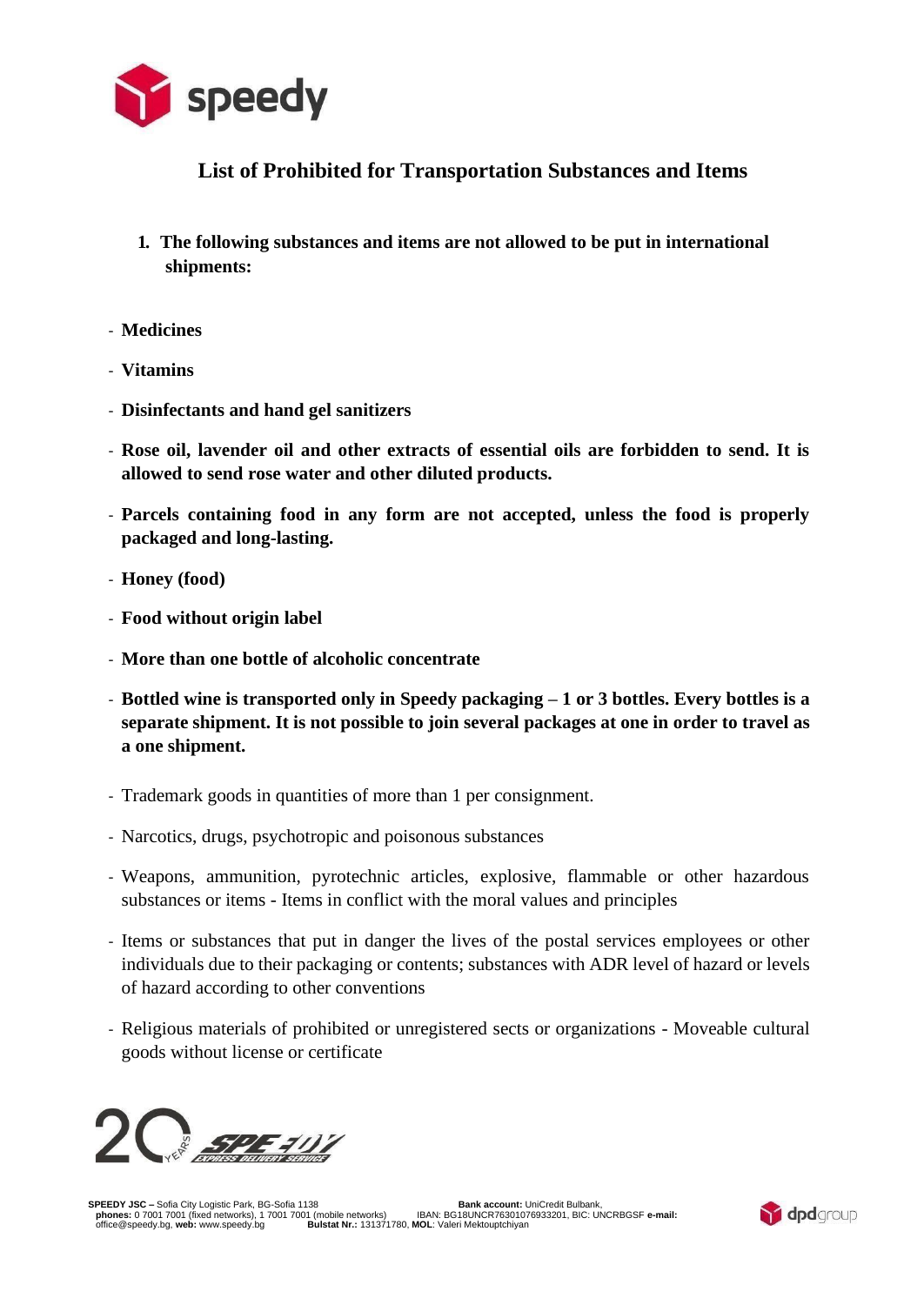# List of Prohibited for Transportation Substances and Items

1. **The following substances and items are not allowed to be put in international shipments:**

- **Medicines**
- **Vitamins**
- **Disinfectants and hand gel sanitizers**
- **Rose oil, lavender oil and other extracts of essential oils are forbidden to send. It is allowed to send rose water and other diluted products.**
- **Parcels containing food in any form are not accepted, unless the food is properly packaged and long-lasting.**
- **Honey (food)**
- **Food without origin label**
- **More than one bottle of alcoholic concentrate**
- **Bottled wine is transported only in Speedy packaging – 1 or 3 bottles. Every bottles is a separate shipment. It is not possible to join several packages at one in order to travel as a one shipment.**
- Trademark goods in quantities of more than 1 per consignment.
- Narcotics, drugs, psychotropic and poisonous substances
- Weapons, ammunition, pyrotechnic articles, explosive, flammable or other hazardous substances or items - Items in conflict with the moral values and principles
- Items or substances that put in danger the lives of the postal services employees or other individuals due to their packaging or contents; substances with ADR level of hazard or levels of hazard according to other conventions
- Religious materials of prohibited or unregistered sects or organizations - Moveable cultural goods without license or certificate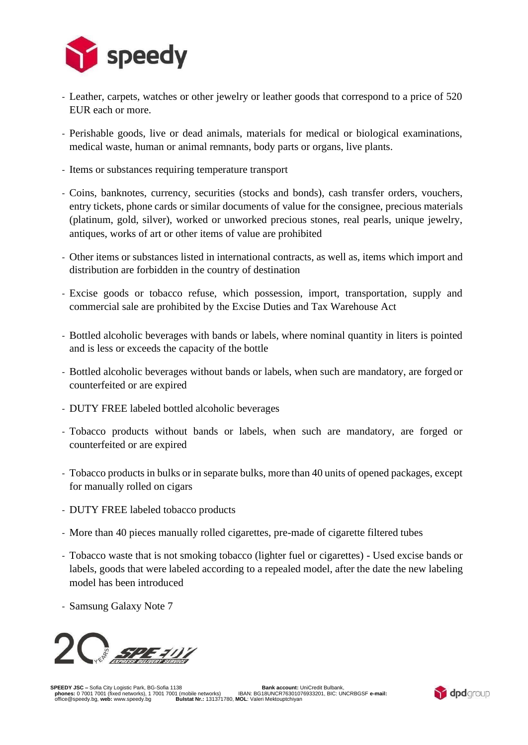- Leather, carpets, watches or other jewelry or leather goods that correspond to a price of 520 EUR each or more.
- Perishable goods, live or dead animals, materials for medical or biological examinations, medical waste, human or animal remnants, body parts or organs, live plants.
- Items or substances requiring temperature transport
- Coins, banknotes, currency, securities (stocks and bonds), cash transfer orders, vouchers, entry tickets, phone cards or similar documents of value for the consignee, precious materials (platinum, gold, silver), worked or unworked precious stones, real pearls, unique jewelry, antiques, works of art or other items of value are prohibited
- Other items or substances listed in international contracts, as well as, items which import and distribution are forbidden in the country of destination
- Excise goods or tobacco refuse, which possession, import, transportation, supply and commercial sale are prohibited by the Excise Duties and Tax Warehouse Act
- Bottled alcoholic beverages with bands or labels, where nominal quantity in liters is pointed and is less or exceeds the capacity of the bottle
- Bottled alcoholic beverages without bands or labels, when such are mandatory, are forged or counterfeited or are expired
- DUTY FREE labeled bottled alcoholic beverages
- Tobacco products without bands or labels, when such are mandatory, are forged or counterfeited or are expired
- Tobacco products in bulks or in separate bulks, more than 40 units of opened packages, except for manually rolled on cigars
- DUTY FREE labeled tobacco products
- More than 40 pieces manually rolled cigarettes, pre-made of cigarette filtered tubes
- Tobacco waste that is not smoking tobacco (lighter fuel or cigarettes) - Used excise bands or labels, goods that were labeled according to a repealed model, after the date the new labeling model has been introduced
- Samsung Galaxy Note 7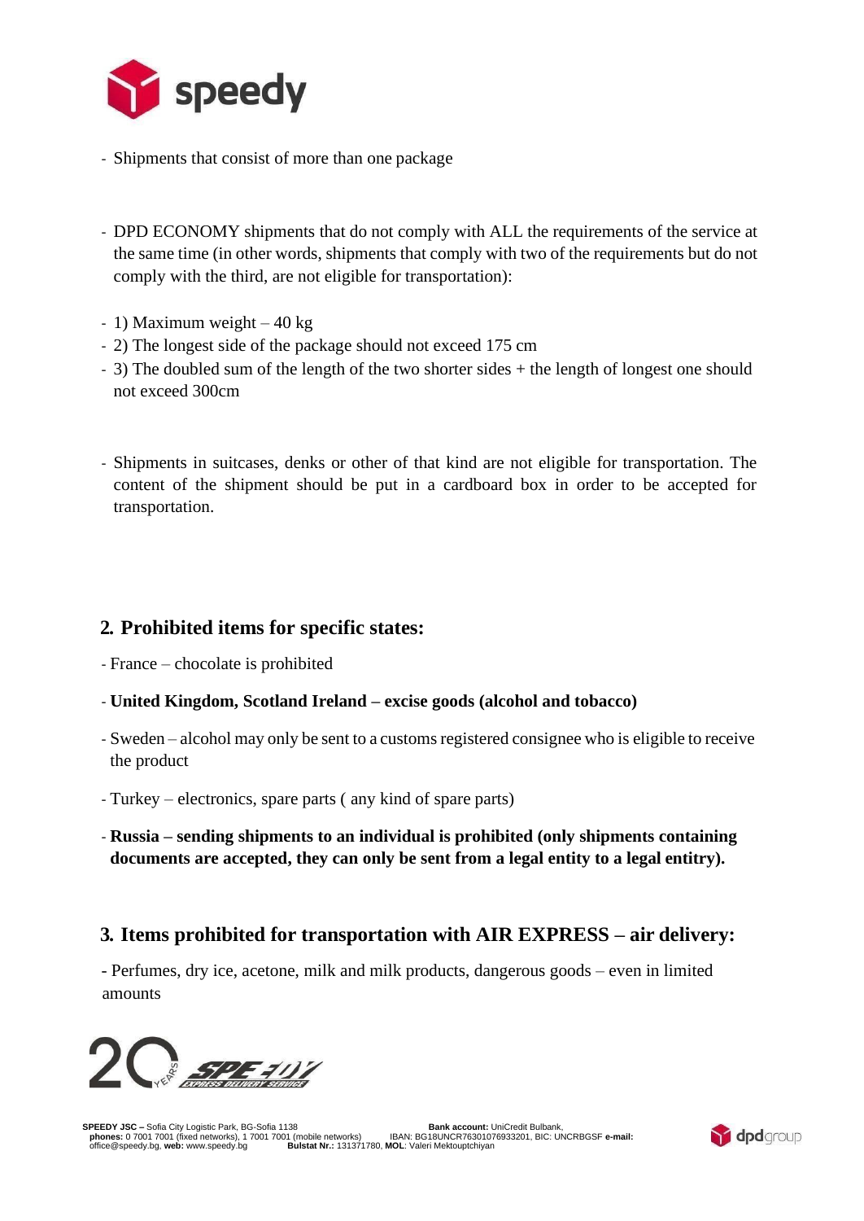- Shipments that consist of more than one package

- DPD ECONOMY shipments that do not comply with ALL the requirements of the service at the same time (in other words, shipments that comply with two of the requirements but do not comply with the third, are not eligible for transportation):

- 1) Maximum weight – 40 kg
- 2) The longest side of the package should not exceed 175 cm
- 3) The doubled sum of the length of the two shorter sides + the length of longest one should not exceed 300cm

- Shipments in suitcases, denks or other of that kind are not eligible for transportation. The content of the shipment should be put in a cardboard box in order to be accepted for transportation.

## 2. Prohibited items for specific states:

- France – chocolate is prohibited
- **United Kingdom, Scotland Ireland – excise goods (alcohol and tobacco)**
- Sweden – alcohol may only be sent to a customs registered consignee who is eligible to receive the product
- Turkey – electronics, spare parts ( any kind of spare parts)
- **Russia – sending shipments to an individual is prohibited (only shipments containing documents are accepted, they can only be sent from a legal entity to a legal entirty).**

## 3. Items prohibited for transportation with AIR EXPRESS – air delivery:

- Perfumes, dry ice, acetone, milk and milk products, dangerous goods – even in limited amounts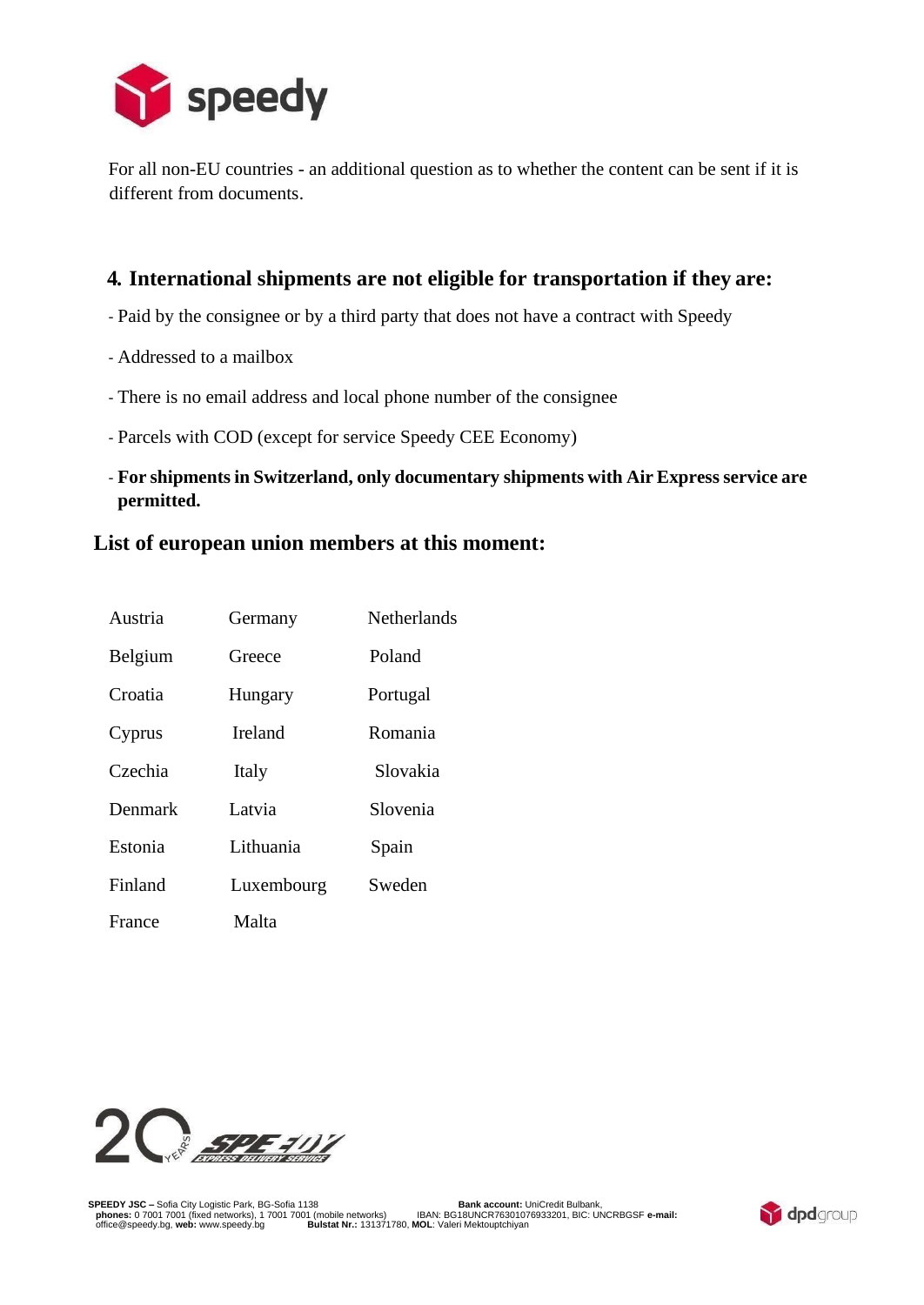For all non-EU countries - an additional question as to whether the content can be sent if it is different from documents.

## 4. International shipments are not eligible for transportation if they are:

- Paid by the consignee or by a third party that does not have a contract with Speedy
- Addressed to a mailbox
- There is no email address and local phone number of the consignee
- Parcels with COD (except for service Speedy CEE Economy)
- **For shipments in Switzerland, only documentary shipments with Air Express service are permitted.**

## List of european union members at this moment:

| | | |
|---|---|---|
| Austria | Germany | Netherlands |
| Belgium | Greece | Poland |
| Croatia | Hungary | Portugal |
| Cyprus | Ireland | Romania |
| Czechia | Italy | Slovakia |
| Denmark | Latvia | Slovenia |
| Estonia | Lithuania | Spain |
| Finland | Luxembourg | Sweden |
| France | Malta | |